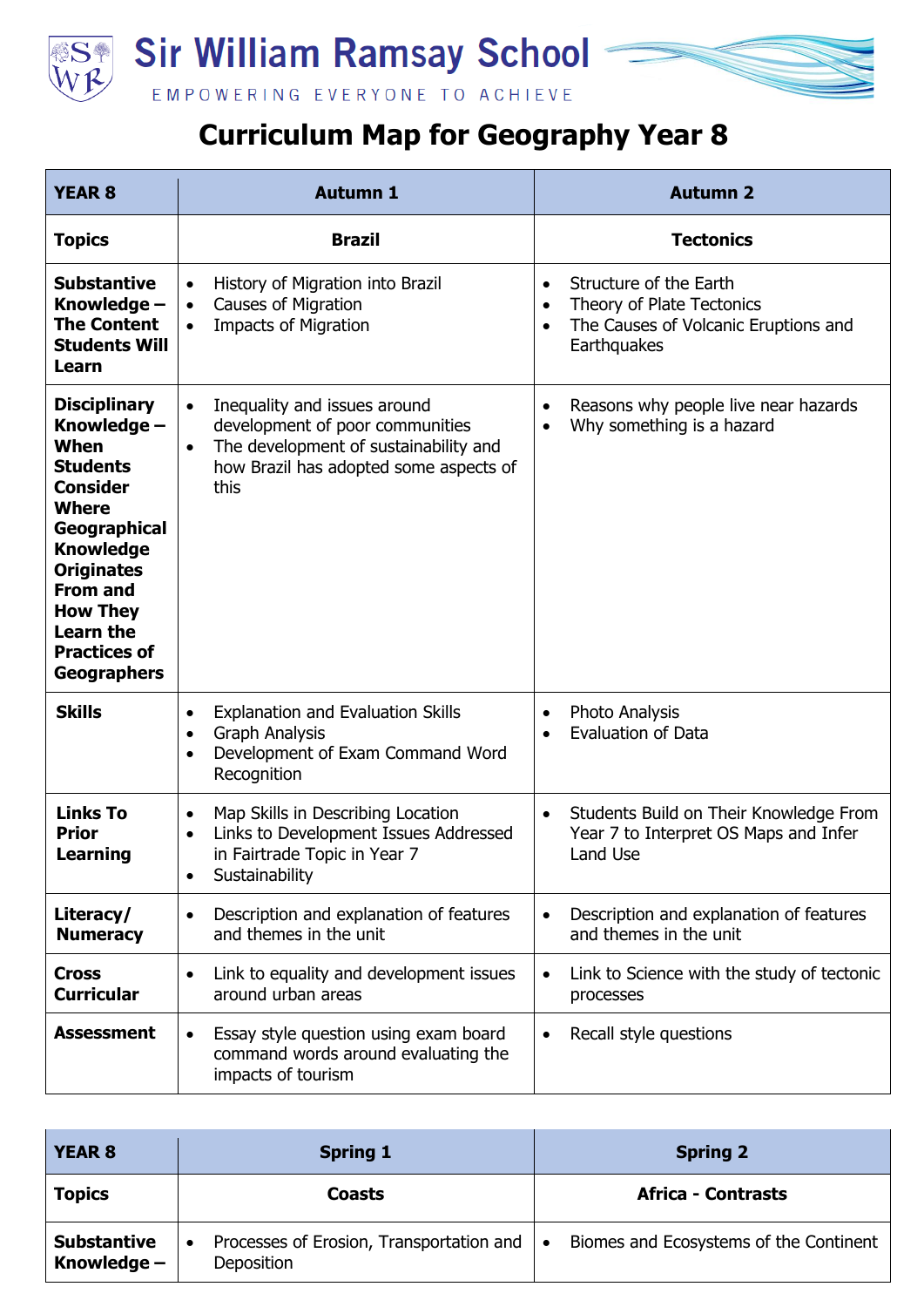# Sir William Ramsay School

EMPOWERING EVERYONE TO ACHIEVE

## Curriculum Map for Geography Year 8

| YEAR 8 | Autumn 1 | Autumn 2 |
|---|---|---|
| **Topics** | **Brazil** | **Tectonics** |
| **Substantive Knowledge – The Content Students Will Learn** | • History of Migration into Brazil<br>• Causes of Migration<br>• Impacts of Migration | • Structure of the Earth<br>• Theory of Plate Tectonics<br>• The Causes of Volcanic Eruptions and Earthquakes |
| **Disciplinary Knowledge – When Students Consider Where Geographical Knowledge Originates From and How They Learn the Practices of Geographers** | • Inequality and issues around development of poor communities<br>• The development of sustainability and how Brazil has adopted some aspects of this | • Reasons why people live near hazards<br>• Why something is a hazard |
| **Skills** | • Explanation and Evaluation Skills<br>• Graph Analysis<br>• Development of Exam Command Word Recognition | • Photo Analysis<br>• Evaluation of Data |
| **Links To Prior Learning** | • Map Skills in Describing Location<br>• Links to Development Issues Addressed in Fairtrade Topic in Year 7<br>• Sustainability | • Students Build on Their Knowledge From Year 7 to Interpret OS Maps and Infer Land Use |
| **Literacy/ Numeracy** | • Description and explanation of features and themes in the unit | • Description and explanation of features and themes in the unit |
| **Cross Curricular** | • Link to equality and development issues around urban areas | • Link to Science with the study of tectonic processes |
| **Assessment** | • Essay style question using exam board command words around evaluating the impacts of tourism | • Recall style questions |

| YEAR 8 | Spring 1 | Spring 2 |
|---|---|---|
| **Topics** | **Coasts** | **Africa - Contrasts** |
| **Substantive Knowledge –** | • Processes of Erosion, Transportation and Deposition | • Biomes and Ecosystems of the Continent |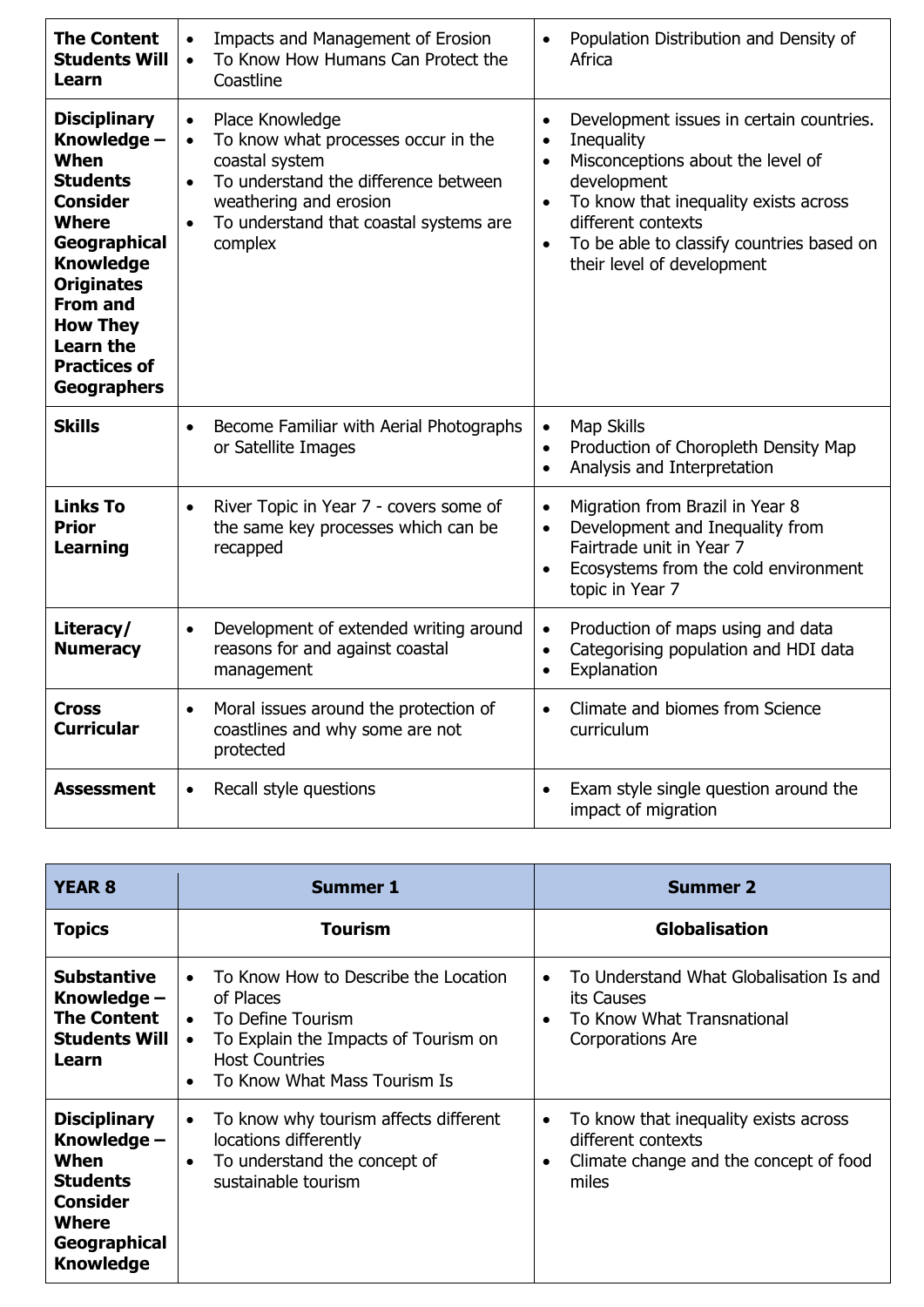| The Content Students Will Learn | • Impacts and Management of Erosion<br>• To Know How Humans Can Protect the Coastline | • Population Distribution and Density of Africa |
|---|---|---|
| **Disciplinary Knowledge – When Students Consider Where Geographical Knowledge Originates From and How They Learn the Practices of Geographers** | • Place Knowledge<br>• To know what processes occur in the coastal system<br>• To understand the difference between weathering and erosion<br>• To understand that coastal systems are complex | • Development issues in certain countries.<br>• Inequality<br>• Misconceptions about the level of development<br>• To know that inequality exists across different contexts<br>• To be able to classify countries based on their level of development |
| **Skills** | • Become Familiar with Aerial Photographs or Satellite Images | • Map Skills<br>• Production of Choropleth Density Map<br>• Analysis and Interpretation |
| **Links To Prior Learning** | • River Topic in Year 7 - covers some of the same key processes which can be recapped | • Migration from Brazil in Year 8<br>• Development and Inequality from Fairtrade unit in Year 7<br>• Ecosystems from the cold environment topic in Year 7 |
| **Literacy/ Numeracy** | • Development of extended writing around reasons for and against coastal management | • Production of maps using and data<br>• Categorising population and HDI data<br>• Explanation |
| **Cross Curricular** | • Moral issues around the protection of coastlines and why some are not protected | • Climate and biomes from Science curriculum |
| **Assessment** | • Recall style questions | • Exam style single question around the impact of migration |

| YEAR 8 | Summer 1 | Summer 2 |
|---|---|---|
| **Topics** | **Tourism** | **Globalisation** |
| **Substantive Knowledge – The Content Students Will Learn** | • To Know How to Describe the Location of Places<br>• To Define Tourism<br>• To Explain the Impacts of Tourism on Host Countries<br>• To Know What Mass Tourism Is | • To Understand What Globalisation Is and its Causes<br>• To Know What Transnational Corporations Are |
| **Disciplinary Knowledge – When Students Consider Where Geographical Knowledge** | • To know why tourism affects different locations differently<br>• To understand the concept of sustainable tourism | • To know that inequality exists across different contexts<br>• Climate change and the concept of food miles |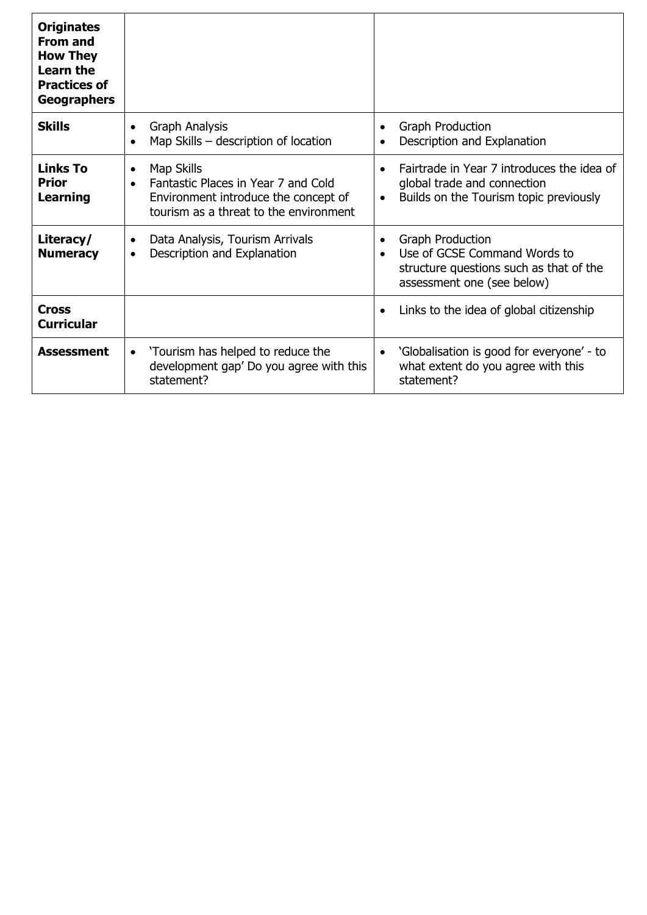| | | |
|---|---|---|
| **Originates From and How They Learn the Practices of Geographers** | | |
| **Skills** | • Graph Analysis<br>• Map Skills – description of location | • Graph Production<br>• Description and Explanation |
| **Links To Prior Learning** | • Map Skills<br>• Fantastic Places in Year 7 and Cold Environment introduce the concept of tourism as a threat to the environment | • Fairtrade in Year 7 introduces the idea of global trade and connection<br>• Builds on the Tourism topic previously |
| **Literacy/ Numeracy** | • Data Analysis, Tourism Arrivals<br>• Description and Explanation | • Graph Production<br>• Use of GCSE Command Words to structure questions such as that of the assessment one (see below) |
| **Cross Curricular** | | • Links to the idea of global citizenship |
| **Assessment** | • 'Tourism has helped to reduce the development gap' Do you agree with this statement? | • 'Globalisation is good for everyone' - to what extent do you agree with this statement? |